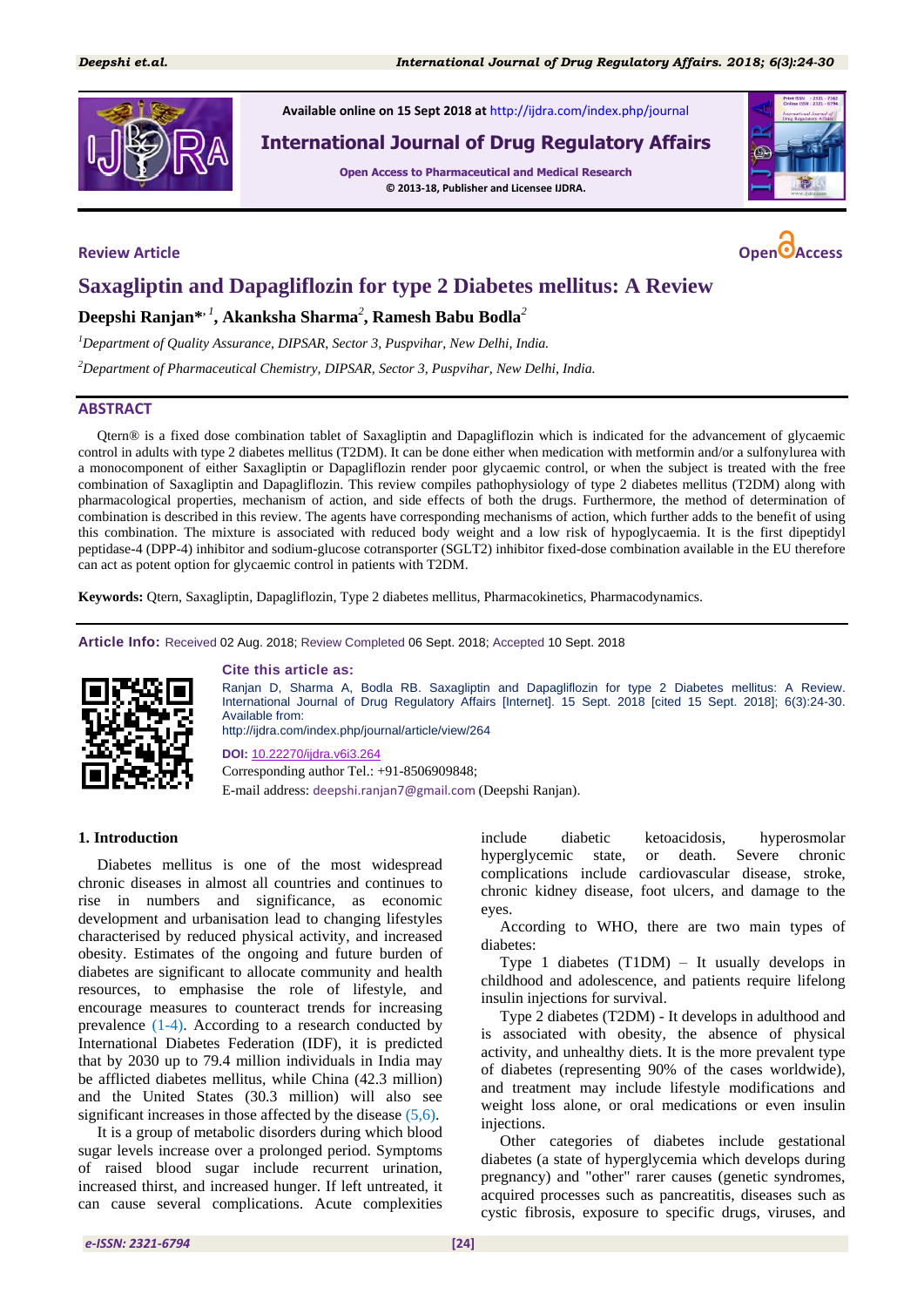Available online on 15 Sept 2018 at http://ijdra.com/index.php/journal

**International Journal of Drug Regulatory Affairs**

**Open Access to Pharmaceutical and Medical Research**

**© 2013-18, Publisher and Licensee IJDRA.**

**Review Article**

**Open Access**

# Saxagliptin and Dapagliflozin for type 2 Diabetes mellitus: A Review

**Deepshi Ranjan*[1], Akanksha Sharma[2], Ramesh Babu Bodla[2]**

[1]*Department of Quality Assurance, DIPSAR, Sector 3, Puspvihar, New Delhi, India.*

[2]*Department of Pharmaceutical Chemistry, DIPSAR, Sector 3, Puspvihar, New Delhi, India.*

## ABSTRACT

Qtern® is a fixed dose combination tablet of Saxagliptin and Dapagliflozin which is indicated for the advancement of glycaemic control in adults with type 2 diabetes mellitus (T2DM). It can be done either when medication with metformin and/or a sulfonylurea with a monocomponent of either Saxagliptin or Dapagliflozin render poor glycaemic control, or when the subject is treated with the free combination of Saxagliptin and Dapagliflozin. This review compiles pathophysiology of type 2 diabetes mellitus (T2DM) along with pharmacological properties, mechanism of action, and side effects of both the drugs. Furthermore, the method of determination of combination is described in this review. The agents have corresponding mechanisms of action, which further adds to the benefit of using this combination. The mixture is associated with reduced body weight and a low risk of hypoglycaemia. It is the first dipeptidyl peptidase-4 (DPP-4) inhibitor and sodium-glucose cotransporter (SGLT2) inhibitor fixed-dose combination available in the EU therefore can act as potent option for glycaemic control in patients with T2DM.

**Keywords:** Qtern, Saxagliptin, Dapagliflozin, Type 2 diabetes mellitus, Pharmacokinetics, Pharmacodynamics.

**Article Info:** Received 02 Aug. 2018; Review Completed 06 Sept. 2018; Accepted 10 Sept. 2018

**Cite this article as:**

Ranjan D, Sharma A, Bodla RB. Saxagliptin and Dapagliflozin for type 2 Diabetes mellitus: A Review. International Journal of Drug Regulatory Affairs [Internet]. 15 Sept. 2018 [cited 15 Sept. 2018]; 6(3):24-30. Available from: http://ijdra.com/index.php/journal/article/view/264

**DOI:** 10.22270/ijdra.v6i3.264

Corresponding author Tel.: +91-8506909848;

E-mail address: deepshi.ranjan7@gmail.com (Deepshi Ranjan).

## 1. Introduction

Diabetes mellitus is one of the most widespread chronic diseases in almost all countries and continues to rise in numbers and significance, as economic development and urbanisation lead to changing lifestyles characterised by reduced physical activity, and increased obesity. Estimates of the ongoing and future burden of diabetes are significant to allocate community and health resources, to emphasise the role of lifestyle, and encourage measures to counteract trends for increasing prevalence (1-4). According to a research conducted by International Diabetes Federation (IDF), it is predicted that by 2030 up to 79.4 million individuals in India may be afflicted diabetes mellitus, while China (42.3 million) and the United States (30.3 million) will also see significant increases in those affected by the disease (5,6).

It is a group of metabolic disorders during which blood sugar levels increase over a prolonged period. Symptoms of raised blood sugar include recurrent urination, increased thirst, and increased hunger. If left untreated, it can cause several complications. Acute complexities include diabetic ketoacidosis, hyperosmolar hyperglycemic state, or death. Severe chronic complications include cardiovascular disease, stroke, chronic kidney disease, foot ulcers, and damage to the eyes.

According to WHO, there are two main types of diabetes:

Type 1 diabetes (T1DM) – It usually develops in childhood and adolescence, and patients require lifelong insulin injections for survival.

Type 2 diabetes (T2DM) - It develops in adulthood and is associated with obesity, the absence of physical activity, and unhealthy diets. It is the more prevalent type of diabetes (representing 90% of the cases worldwide), and treatment may include lifestyle modifications and weight loss alone, or oral medications or even insulin injections.

Other categories of diabetes include gestational diabetes (a state of hyperglycemia which develops during pregnancy) and "other" rarer causes (genetic syndromes, acquired processes such as pancreatitis, diseases such as cystic fibrosis, exposure to specific drugs, viruses, and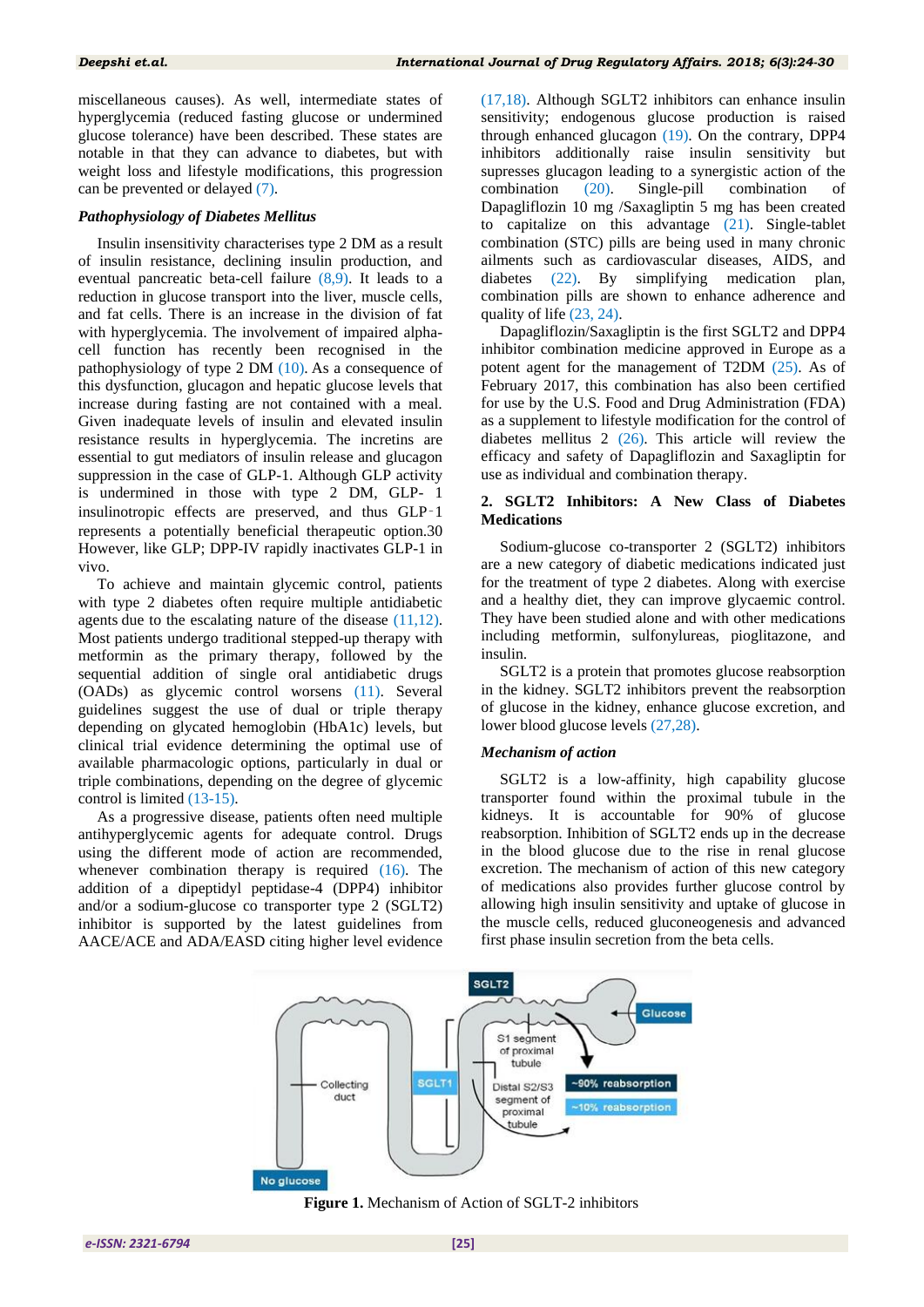miscellaneous causes). As well, intermediate states of hyperglycemia (reduced fasting glucose or undermined glucose tolerance) have been described. These states are notable in that they can advance to diabetes, but with weight loss and lifestyle modifications, this progression can be prevented or delayed (7).

### *Pathophysiology of Diabetes Mellitus*

Insulin insensitivity characterises type 2 DM as a result of insulin resistance, declining insulin production, and eventual pancreatic beta-cell failure (8,9). It leads to a reduction in glucose transport into the liver, muscle cells, and fat cells. There is an increase in the division of fat with hyperglycemia. The involvement of impaired alpha-cell function has recently been recognised in the pathophysiology of type 2 DM (10). As a consequence of this dysfunction, glucagon and hepatic glucose levels that increase during fasting are not contained with a meal. Given inadequate levels of insulin and elevated insulin resistance results in hyperglycemia. The incretins are essential to gut mediators of insulin release and glucagon suppression in the case of GLP-1. Although GLP activity is undermined in those with type 2 DM, GLP- 1 insulinotropic effects are preserved, and thus GLP‑1 represents a potentially beneficial therapeutic option.30 However, like GLP; DPP-IV rapidly inactivates GLP-1 in vivo.

To achieve and maintain glycemic control, patients with type 2 diabetes often require multiple antidiabetic agents due to the escalating nature of the disease (11,12). Most patients undergo traditional stepped-up therapy with metformin as the primary therapy, followed by the sequential addition of single oral antidiabetic drugs (OADs) as glycemic control worsens (11). Several guidelines suggest the use of dual or triple therapy depending on glycated hemoglobin (HbA1c) levels, but clinical trial evidence determining the optimal use of available pharmacologic options, particularly in dual or triple combinations, depending on the degree of glycemic control is limited (13-15).

As a progressive disease, patients often need multiple antihyperglycemic agents for adequate control. Drugs using the different mode of action are recommended, whenever combination therapy is required (16). The addition of a dipeptidyl peptidase-4 (DPP4) inhibitor and/or a sodium-glucose co transporter type 2 (SGLT2) inhibitor is supported by the latest guidelines from AACE/ACE and ADA/EASD citing higher level evidence (17,18). Although SGLT2 inhibitors can enhance insulin sensitivity; endogenous glucose production is raised through enhanced glucagon (19). On the contrary, DPP4 inhibitors additionally raise insulin sensitivity but supresses glucagon leading to a synergistic action of the combination (20). Single-pill combination of Dapagliflozin 10 mg /Saxagliptin 5 mg has been created to capitalize on this advantage (21). Single-tablet combination (STC) pills are being used in many chronic ailments such as cardiovascular diseases, AIDS, and diabetes (22). By simplifying medication plan, combination pills are shown to enhance adherence and quality of life (23, 24).

Dapagliflozin/Saxagliptin is the first SGLT2 and DPP4 inhibitor combination medicine approved in Europe as a potent agent for the management of T2DM (25). As of February 2017, this combination has also been certified for use by the U.S. Food and Drug Administration (FDA) as a supplement to lifestyle modification for the control of diabetes mellitus 2 (26). This article will review the efficacy and safety of Dapagliflozin and Saxagliptin for use as individual and combination therapy.

## 2. SGLT2 Inhibitors: A New Class of Diabetes Medications

Sodium-glucose co-transporter 2 (SGLT2) inhibitors are a new category of diabetic medications indicated just for the treatment of type 2 diabetes. Along with exercise and a healthy diet, they can improve glycaemic control. They have been studied alone and with other medications including metformin, sulfonylureas, pioglitazone, and insulin.

SGLT2 is a protein that promotes glucose reabsorption in the kidney. SGLT2 inhibitors prevent the reabsorption of glucose in the kidney, enhance glucose excretion, and lower blood glucose levels (27,28).

### *Mechanism of action*

SGLT2 is a low-affinity, high capability glucose transporter found within the proximal tubule in the kidneys. It is accountable for 90% of glucose reabsorption. Inhibition of SGLT2 ends up in the decrease in the blood glucose due to the rise in renal glucose excretion. The mechanism of action of this new category of medications also provides further glucose control by allowing high insulin sensitivity and uptake of glucose in the muscle cells, reduced gluconeogenesis and advanced first phase insulin secretion from the beta cells.

**Figure 1.** Mechanism of Action of SGLT-2 inhibitors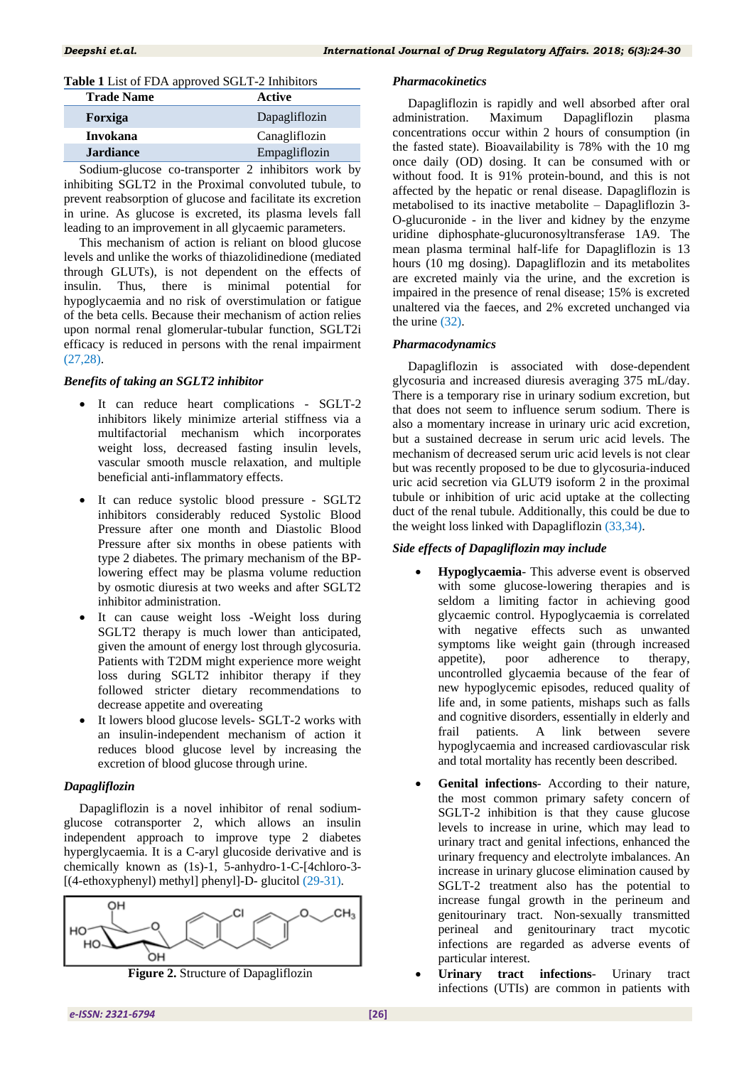**Table 1** List of FDA approved SGLT-2 Inhibitors

| Trade Name | Active |
|---|---|
| **Forxiga** | Dapagliflozin |
| **Invokana** | Canagliflozin |
| **Jardiance** | Empagliflozin |

Sodium-glucose co-transporter 2 inhibitors work by inhibiting SGLT2 in the Proximal convoluted tubule, to prevent reabsorption of glucose and facilitate its excretion in urine. As glucose is excreted, its plasma levels fall leading to an improvement in all glycaemic parameters.

This mechanism of action is reliant on blood glucose levels and unlike the works of thiazolidinedione (mediated through GLUTs), is not dependent on the effects of insulin. Thus, there is minimal potential for hypoglycaemia and no risk of overstimulation or fatigue of the beta cells. Because their mechanism of action relies upon normal renal glomerular-tubular function, SGLT2i efficacy is reduced in persons with the renal impairment (27,28).

### *Benefits of taking an SGLT2 inhibitor*

- It can reduce heart complications - SGLT-2 inhibitors likely minimize arterial stiffness via a multifactorial mechanism which incorporates weight loss, decreased fasting insulin levels, vascular smooth muscle relaxation, and multiple beneficial anti-inflammatory effects.
- It can reduce systolic blood pressure - SGLT2 inhibitors considerably reduced Systolic Blood Pressure after one month and Diastolic Blood Pressure after six months in obese patients with type 2 diabetes. The primary mechanism of the BP-lowering effect may be plasma volume reduction by osmotic diuresis at two weeks and after SGLT2 inhibitor administration.
- It can cause weight loss -Weight loss during SGLT2 therapy is much lower than anticipated, given the amount of energy lost through glycosuria. Patients with T2DM might experience more weight loss during SGLT2 inhibitor therapy if they followed stricter dietary recommendations to decrease appetite and overeating
- It lowers blood glucose levels- SGLT-2 works with an insulin-independent mechanism of action it reduces blood glucose level by increasing the excretion of blood glucose through urine.

### *Dapagliflozin*

Dapagliflozin is a novel inhibitor of renal sodium-glucose cotransporter 2, which allows an insulin independent approach to improve type 2 diabetes hyperglycaemia. It is a C-aryl glucoside derivative and is chemically known as (1s)-1, 5-anhydro-1-C-[4chloro-3-[(4-ethoxyphenyl) methyl] phenyl]-D- glucitol (29-31).

**Figure 2.** Structure of Dapagliflozin

### *Pharmacokinetics*

Dapagliflozin is rapidly and well absorbed after oral administration. Maximum Dapagliflozin plasma concentrations occur within 2 hours of consumption (in the fasted state). Bioavailability is 78% with the 10 mg once daily (OD) dosing. It can be consumed with or without food. It is 91% protein-bound, and this is not affected by the hepatic or renal disease. Dapagliflozin is metabolised to its inactive metabolite – Dapagliflozin 3-O-glucuronide - in the liver and kidney by the enzyme uridine diphosphate-glucuronosyltransferase 1A9. The mean plasma terminal half-life for Dapagliflozin is 13 hours (10 mg dosing). Dapagliflozin and its metabolites are excreted mainly via the urine, and the excretion is impaired in the presence of renal disease; 15% is excreted unaltered via the faeces, and 2% excreted unchanged via the urine (32).

### *Pharmacodynamics*

Dapagliflozin is associated with dose-dependent glycosuria and increased diuresis averaging 375 mL/day. There is a temporary rise in urinary sodium excretion, but that does not seem to influence serum sodium. There is also a momentary increase in urinary uric acid excretion, but a sustained decrease in serum uric acid levels. The mechanism of decreased serum uric acid levels is not clear but was recently proposed to be due to glycosuria-induced uric acid secretion via GLUT9 isoform 2 in the proximal tubule or inhibition of uric acid uptake at the collecting duct of the renal tubule. Additionally, this could be due to the weight loss linked with Dapagliflozin (33,34).

### *Side effects of Dapagliflozin may include*

- **Hypoglycaemia**- This adverse event is observed with some glucose-lowering therapies and is seldom a limiting factor in achieving good glycaemic control. Hypoglycaemia is correlated with negative effects such as unwanted symptoms like weight gain (through increased appetite), poor adherence to therapy, uncontrolled glycaemia because of the fear of new hypoglycemic episodes, reduced quality of life and, in some patients, mishaps such as falls and cognitive disorders, essentially in elderly and frail patients. A link between severe hypoglycaemia and increased cardiovascular risk and total mortality has recently been described.
- **Genital infections**- According to their nature, the most common primary safety concern of SGLT-2 inhibition is that they cause glucose levels to increase in urine, which may lead to urinary tract and genital infections, enhanced the urinary frequency and electrolyte imbalances. An increase in urinary glucose elimination caused by SGLT-2 treatment also has the potential to increase fungal growth in the perineum and genitourinary tract. Non-sexually transmitted perineal and genitourinary tract mycotic infections are regarded as adverse events of particular interest.
- **Urinary tract infections**- Urinary tract infections (UTIs) are common in patients with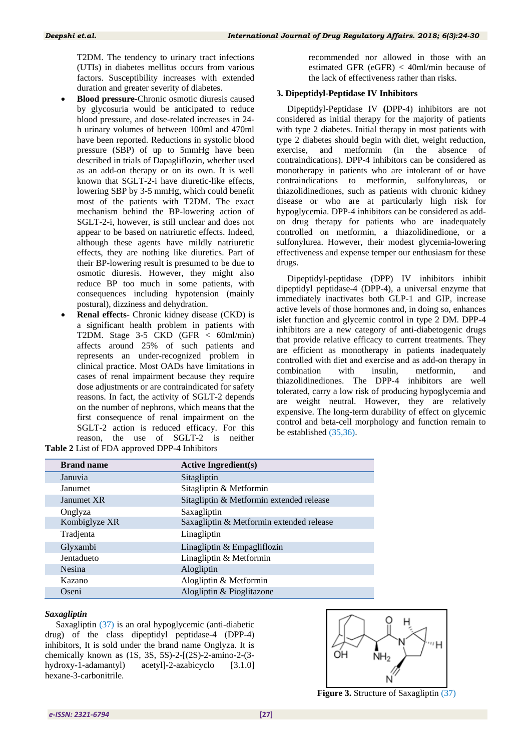T2DM. The tendency to urinary tract infections (UTIs) in diabetes mellitus occurs from various factors. Susceptibility increases with extended duration and greater severity of diabetes.

- **Blood pressure**-Chronic osmotic diuresis caused by glycosuria would be anticipated to reduce blood pressure, and dose-related increases in 24-h urinary volumes of between 100ml and 470ml have been reported. Reductions in systolic blood pressure (SBP) of up to 5mmHg have been described in trials of Dapagliflozin, whether used as an add-on therapy or on its own. It is well known that SGLT-2-i have diuretic-like effects, lowering SBP by 3-5 mmHg, which could benefit most of the patients with T2DM. The exact mechanism behind the BP-lowering action of SGLT-2-i, however, is still unclear and does not appear to be based on natriuretic effects. Indeed, although these agents have mildly natriuretic effects, they are nothing like diuretics. Part of their BP-lowering result is presumed to be due to osmotic diuresis. However, they might also reduce BP too much in some patients, with consequences including hypotension (mainly postural), dizziness and dehydration.
- **Renal effects**- Chronic kidney disease (CKD) is a significant health problem in patients with T2DM. Stage 3-5 CKD (GFR < 60ml/min) affects around 25% of such patients and represents an under-recognized problem in clinical practice. Most OADs have limitations in cases of renal impairment because they require dose adjustments or are contraindicated for safety reasons. In fact, the activity of SGLT-2 depends on the number of nephrons, which means that the first consequence of renal impairment on the SGLT-2 action is reduced efficacy. For this reason, the use of SGLT-2 is neither recommended nor allowed in those with an estimated GFR (eGFR) < 40ml/min because of the lack of effectiveness rather than risks.

### 3. Dipeptidyl-Peptidase IV Inhibitors

Dipeptidyl-Peptidase IV **(**DPP-4) inhibitors are not considered as initial therapy for the majority of patients with type 2 diabetes. Initial therapy in most patients with type 2 diabetes should begin with diet, weight reduction, exercise, and metformin (in the absence of contraindications). DPP-4 inhibitors can be considered as monotherapy in patients who are intolerant of or have contraindications to metformin, sulfonylureas, or thiazolidinediones, such as patients with chronic kidney disease or who are at particularly high risk for hypoglycemia. DPP-4 inhibitors can be considered as add-on drug therapy for patients who are inadequately controlled on metformin, a thiazolidinedione, or a sulfonylurea. However, their modest glycemia-lowering effectiveness and expense temper our enthusiasm for these drugs.

Dipeptidyl-peptidase (DPP) IV inhibitors inhibit dipeptidyl peptidase-4 (DPP-4), a universal enzyme that immediately inactivates both GLP-1 and GIP, increase active levels of those hormones and, in doing so, enhances islet function and glycemic control in type 2 DM. DPP-4 inhibitors are a new category of anti-diabetogenic drugs that provide relative efficacy to current treatments. They are efficient as monotherapy in patients inadequately controlled with diet and exercise and as add-on therapy in combination with insulin, metformin, and thiazolidinediones. The DPP-4 inhibitors are well tolerated, carry a low risk of producing hypoglycemia and are weight neutral. However, they are relatively expensive. The long-term durability of effect on glycemic control and beta-cell morphology and function remain to be established (35,36).

**Table 2** List of FDA approved DPP-4 Inhibitors

| Brand name | Active Ingredient(s) |
|---|---|
| Januvia | Sitagliptin |
| Janumet | Sitagliptin & Metformin |
| Janumet XR | Sitagliptin & Metformin extended release |
| Onglyza | Saxagliptin |
| Kombiglyze XR | Saxagliptin & Metformin extended release |
| Tradjenta | Linagliptin |
| Glyxambi | Linagliptin & Empagliflozin |
| Jentadueto | Linagliptin & Metformin |
| Nesina | Alogliptin |
| Kazano | Alogliptin & Metformin |
| Oseni | Alogliptin & Pioglitazone |

#### *Saxagliptin*

Saxagliptin (37) is an oral hypoglycemic (anti-diabetic drug) of the class dipeptidyl peptidase-4 (DPP-4) inhibitors, It is sold under the brand name Onglyza. It is chemically known as (1S, 3S, 5S)-2-[(2S)-2-amino-2-(3-hydroxy-1-adamantyl) acetyl]-2-azabicyclo [3.1.0] hexane-3-carbonitrile.

**Figure 3.** Structure of Saxagliptin (37)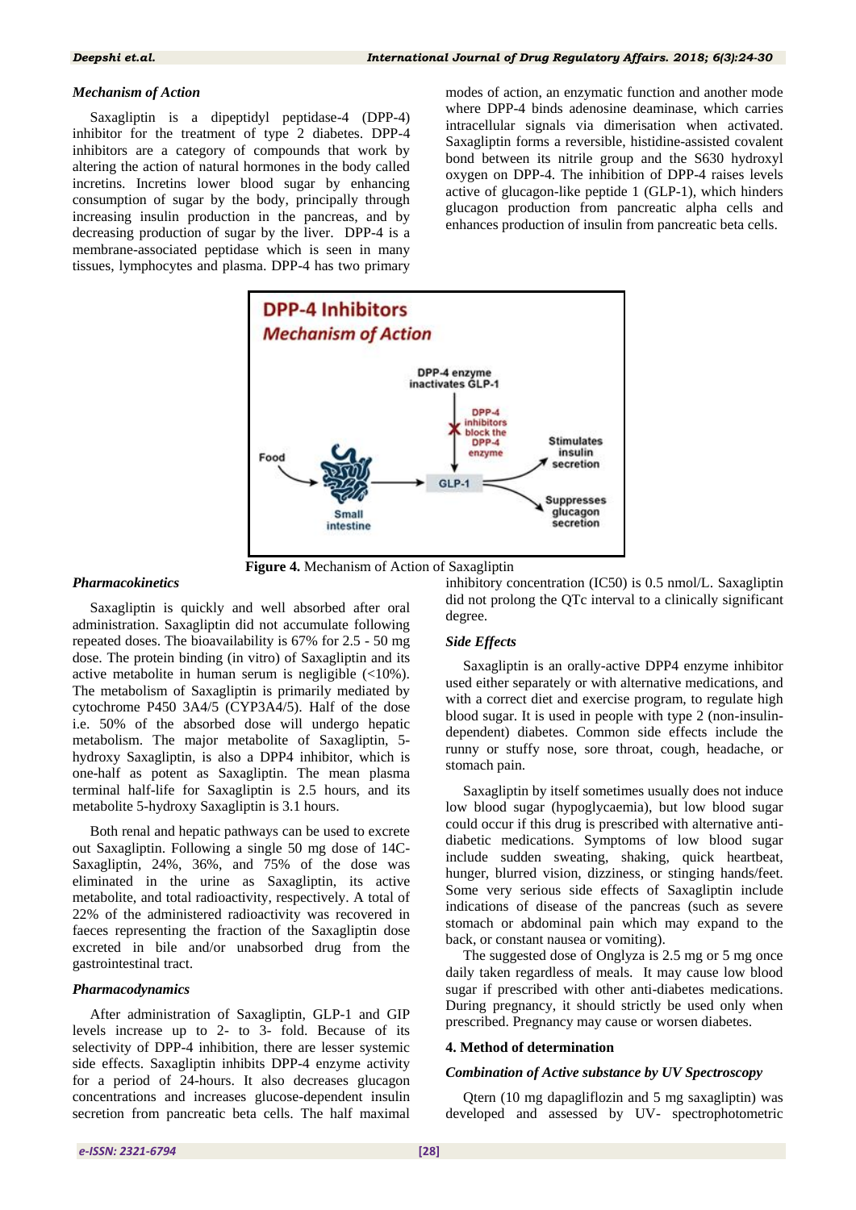### *Mechanism of Action*

Saxagliptin is a dipeptidyl peptidase-4 (DPP-4) inhibitor for the treatment of type 2 diabetes. DPP-4 inhibitors are a category of compounds that work by altering the action of natural hormones in the body called incretins. Incretins lower blood sugar by enhancing consumption of sugar by the body, principally through increasing insulin production in the pancreas, and by decreasing production of sugar by the liver. DPP-4 is a membrane-associated peptidase which is seen in many tissues, lymphocytes and plasma. DPP-4 has two primary modes of action, an enzymatic function and another mode where DPP-4 binds adenosine deaminase, which carries intracellular signals via dimerisation when activated. Saxagliptin forms a reversible, histidine-assisted covalent bond between its nitrile group and the S630 hydroxyl oxygen on DPP-4. The inhibition of DPP-4 raises levels active of glucagon-like peptide 1 (GLP-1), which hinders glucagon production from pancreatic alpha cells and enhances production of insulin from pancreatic beta cells.

**Figure 4.** Mechanism of Action of Saxagliptin

### *Pharmacokinetics*

Saxagliptin is quickly and well absorbed after oral administration. Saxagliptin did not accumulate following repeated doses. The bioavailability is 67% for 2.5 - 50 mg dose. The protein binding (in vitro) of Saxagliptin and its active metabolite in human serum is negligible (<10%). The metabolism of Saxagliptin is primarily mediated by cytochrome P450 3A4/5 (CYP3A4/5). Half of the dose i.e. 50% of the absorbed dose will undergo hepatic metabolism. The major metabolite of Saxagliptin, 5-hydroxy Saxagliptin, is also a DPP4 inhibitor, which is one-half as potent as Saxagliptin. The mean plasma terminal half-life for Saxagliptin is 2.5 hours, and its metabolite 5-hydroxy Saxagliptin is 3.1 hours.

Both renal and hepatic pathways can be used to excrete out Saxagliptin. Following a single 50 mg dose of 14C-Saxagliptin, 24%, 36%, and 75% of the dose was eliminated in the urine as Saxagliptin, its active metabolite, and total radioactivity, respectively. A total of 22% of the administered radioactivity was recovered in faeces representing the fraction of the Saxagliptin dose excreted in bile and/or unabsorbed drug from the gastrointestinal tract.

### *Pharmacodynamics*

After administration of Saxagliptin, GLP-1 and GIP levels increase up to 2- to 3- fold. Because of its selectivity of DPP-4 inhibition, there are lesser systemic side effects. Saxagliptin inhibits DPP-4 enzyme activity for a period of 24-hours. It also decreases glucagon concentrations and increases glucose-dependent insulin secretion from pancreatic beta cells. The half maximal inhibitory concentration (IC50) is 0.5 nmol/L. Saxagliptin did not prolong the QTc interval to a clinically significant degree.

### *Side Effects*

Saxagliptin is an orally-active DPP4 enzyme inhibitor used either separately or with alternative medications, and with a correct diet and exercise program, to regulate high blood sugar. It is used in people with type 2 (non-insulin-dependent) diabetes. Common side effects include the runny or stuffy nose, sore throat, cough, headache, or stomach pain.

Saxagliptin by itself sometimes usually does not induce low blood sugar (hypoglycaemia), but low blood sugar could occur if this drug is prescribed with alternative anti-diabetic medications. Symptoms of low blood sugar include sudden sweating, shaking, quick heartbeat, hunger, blurred vision, dizziness, or stinging hands/feet. Some very serious side effects of Saxagliptin include indications of disease of the pancreas (such as severe stomach or abdominal pain which may expand to the back, or constant nausea or vomiting).

The suggested dose of Onglyza is 2.5 mg or 5 mg once daily taken regardless of meals. It may cause low blood sugar if prescribed with other anti-diabetes medications. During pregnancy, it should strictly be used only when prescribed. Pregnancy may cause or worsen diabetes.

## 4. Method of determination

### *Combination of Active substance by UV Spectroscopy*

Qtern (10 mg dapagliflozin and 5 mg saxagliptin) was developed and assessed by UV- spectrophotometric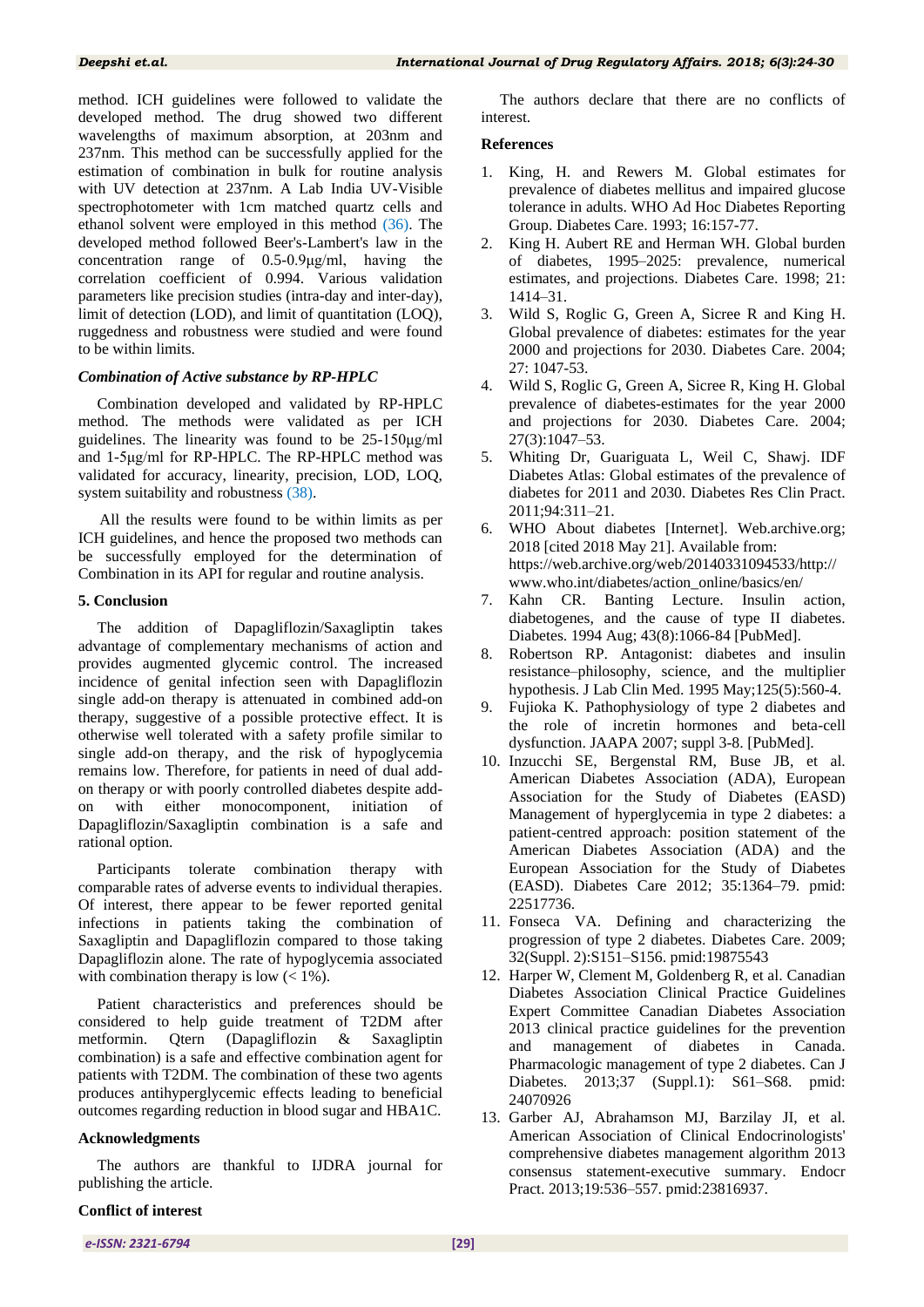method. ICH guidelines were followed to validate the developed method. The drug showed two different wavelengths of maximum absorption, at 203nm and 237nm. This method can be successfully applied for the estimation of combination in bulk for routine analysis with UV detection at 237nm. A Lab India UV-Visible spectrophotometer with 1cm matched quartz cells and ethanol solvent were employed in this method (36). The developed method followed Beer's-Lambert's law in the concentration range of 0.5-0.9µg/ml, having the correlation coefficient of 0.994. Various validation parameters like precision studies (intra-day and inter-day), limit of detection (LOD), and limit of quantitation (LOQ), ruggedness and robustness were studied and were found to be within limits.

### *Combination of Active substance by RP-HPLC*

Combination developed and validated by RP-HPLC method. The methods were validated as per ICH guidelines. The linearity was found to be 25-150µg/ml and 1-5µg/ml for RP-HPLC. The RP-HPLC method was validated for accuracy, linearity, precision, LOD, LOQ, system suitability and robustness (38).

All the results were found to be within limits as per ICH guidelines, and hence the proposed two methods can be successfully employed for the determination of Combination in its API for regular and routine analysis.

## 5. Conclusion

The addition of Dapagliflozin/Saxagliptin takes advantage of complementary mechanisms of action and provides augmented glycemic control. The increased incidence of genital infection seen with Dapagliflozin single add-on therapy is attenuated in combined add-on therapy, suggestive of a possible protective effect. It is otherwise well tolerated with a safety profile similar to single add-on therapy, and the risk of hypoglycemia remains low. Therefore, for patients in need of dual add-on therapy or with poorly controlled diabetes despite add-on with either monocomponent, initiation of Dapagliflozin/Saxagliptin combination is a safe and rational option.

Participants tolerate combination therapy with comparable rates of adverse events to individual therapies. Of interest, there appear to be fewer reported genital infections in patients taking the combination of Saxagliptin and Dapagliflozin compared to those taking Dapagliflozin alone. The rate of hypoglycemia associated with combination therapy is low (< 1%).

Patient characteristics and preferences should be considered to help guide treatment of T2DM after metformin. Qtern (Dapagliflozin & Saxagliptin combination) is a safe and effective combination agent for patients with T2DM. The combination of these two agents produces antihyperglycemic effects leading to beneficial outcomes regarding reduction in blood sugar and HBA1C.

## Acknowledgments

The authors are thankful to IJDRA journal for publishing the article.

## Conflict of interest

The authors declare that there are no conflicts of interest.

## References

1. King, H. and Rewers M. Global estimates for prevalence of diabetes mellitus and impaired glucose tolerance in adults. WHO Ad Hoc Diabetes Reporting Group. Diabetes Care. 1993; 16:157-77.
2. King H. Aubert RE and Herman WH. Global burden of diabetes, 1995–2025: prevalence, numerical estimates, and projections. Diabetes Care. 1998; 21: 1414–31.
3. Wild S, Roglic G, Green A, Sicree R and King H. Global prevalence of diabetes: estimates for the year 2000 and projections for 2030. Diabetes Care. 2004; 27: 1047-53.
4. Wild S, Roglic G, Green A, Sicree R, King H. Global prevalence of diabetes-estimates for the year 2000 and projections for 2030. Diabetes Care. 2004; 27(3):1047–53.
5. Whiting Dr, Guariguata L, Weil C, Shawj. IDF Diabetes Atlas: Global estimates of the prevalence of diabetes for 2011 and 2030. Diabetes Res Clin Pract. 2011;94:311–21.
6. WHO About diabetes [Internet]. Web.archive.org; 2018 [cited 2018 May 21]. Available from: https://web.archive.org/web/20140331094533/http://www.who.int/diabetes/action_online/basics/en/
7. Kahn CR. Banting Lecture. Insulin action, diabetogenes, and the cause of type II diabetes. Diabetes. 1994 Aug; 43(8):1066-84 [PubMed].
8. Robertson RP. Antagonist: diabetes and insulin resistance–philosophy, science, and the multiplier hypothesis. J Lab Clin Med. 1995 May;125(5):560-4.
9. Fujioka K. Pathophysiology of type 2 diabetes and the role of incretin hormones and beta-cell dysfunction. JAAPA 2007; suppl 3-8. [PubMed].
10. Inzucchi SE, Bergenstal RM, Buse JB, et al. American Diabetes Association (ADA), European Association for the Study of Diabetes (EASD) Management of hyperglycemia in type 2 diabetes: a patient-centred approach: position statement of the American Diabetes Association (ADA) and the European Association for the Study of Diabetes (EASD). Diabetes Care 2012; 35:1364–79. pmid: 22517736.
11. Fonseca VA. Defining and characterizing the progression of type 2 diabetes. Diabetes Care. 2009; 32(Suppl. 2):S151–S156. pmid:19875543
12. Harper W, Clement M, Goldenberg R, et al. Canadian Diabetes Association Clinical Practice Guidelines Expert Committee Canadian Diabetes Association 2013 clinical practice guidelines for the prevention and management of diabetes in Canada. Pharmacologic management of type 2 diabetes. Can J Diabetes. 2013;37 (Suppl.1): S61–S68. pmid: 24070926
13. Garber AJ, Abrahamson MJ, Barzilay JI, et al. American Association of Clinical Endocrinologists' comprehensive diabetes management algorithm 2013 consensus statement-executive summary. Endocr Pract. 2013;19:536–557. pmid:23816937.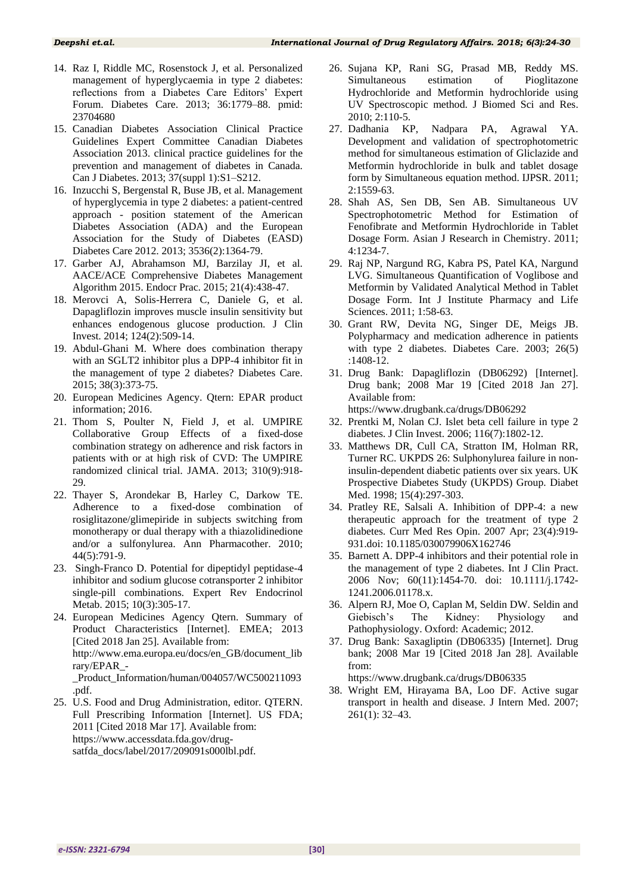14. Raz I, Riddle MC, Rosenstock J, et al. Personalized management of hyperglycaemia in type 2 diabetes: reflections from a Diabetes Care Editors' Expert Forum. Diabetes Care. 2013; 36:1779–88. pmid: 23704680
15. Canadian Diabetes Association Clinical Practice Guidelines Expert Committee Canadian Diabetes Association 2013. clinical practice guidelines for the prevention and management of diabetes in Canada. Can J Diabetes. 2013; 37(suppl 1):S1–S212.
16. Inzucchi S, Bergenstal R, Buse JB, et al. Management of hyperglycemia in type 2 diabetes: a patient-centred approach - position statement of the American Diabetes Association (ADA) and the European Association for the Study of Diabetes (EASD) Diabetes Care 2012. 2013; 3536(2):1364-79.
17. Garber AJ, Abrahamson MJ, Barzilay JI, et al. AACE/ACE Comprehensive Diabetes Management Algorithm 2015. Endocr Prac. 2015; 21(4):438-47.
18. Merovci A, Solis-Herrera C, Daniele G, et al. Dapagliflozin improves muscle insulin sensitivity but enhances endogenous glucose production. J Clin Invest. 2014; 124(2):509-14.
19. Abdul-Ghani M. Where does combination therapy with an SGLT2 inhibitor plus a DPP-4 inhibitor fit in the management of type 2 diabetes? Diabetes Care. 2015; 38(3):373-75.
20. European Medicines Agency. Qtern: EPAR product information; 2016.
21. Thom S, Poulter N, Field J, et al. UMPIRE Collaborative Group Effects of a fixed-dose combination strategy on adherence and risk factors in patients with or at high risk of CVD: The UMPIRE randomized clinical trial. JAMA. 2013; 310(9):918-29.
22. Thayer S, Arondekar B, Harley C, Darkow TE. Adherence to a fixed-dose combination of rosiglitazone/glimepiride in subjects switching from monotherapy or dual therapy with a thiazolidinedione and/or a sulfonylurea. Ann Pharmacother. 2010; 44(5):791-9.
23. Singh-Franco D. Potential for dipeptidyl peptidase-4 inhibitor and sodium glucose cotransporter 2 inhibitor single-pill combinations. Expert Rev Endocrinol Metab. 2015; 10(3):305-17.
24. European Medicines Agency Qtern. Summary of Product Characteristics [Internet]. EMEA; 2013 [Cited 2018 Jan 25]. Available from: http://www.ema.europa.eu/docs/en_GB/document_library/EPAR_-_Product_Information/human/004057/WC500211093.pdf.
25. U.S. Food and Drug Administration, editor. QTERN. Full Prescribing Information [Internet]. US FDA; 2011 [Cited 2018 Mar 17]. Available from: https://www.accessdata.fda.gov/drugsatfda_docs/label/2017/209091s000lbl.pdf.
26. Sujana KP, Rani SG, Prasad MB, Reddy MS. Simultaneous estimation of Pioglitazone Hydrochloride and Metformin hydrochloride using UV Spectroscopic method. J Biomed Sci and Res. 2010; 2:110-5.
27. Dadhania KP, Nadpara PA, Agrawal YA. Development and validation of spectrophotometric method for simultaneous estimation of Gliclazide and Metformin hydrochloride in bulk and tablet dosage form by Simultaneous equation method. IJPSR. 2011; 2:1559-63.
28. Shah AS, Sen DB, Sen AB. Simultaneous UV Spectrophotometric Method for Estimation of Fenofibrate and Metformin Hydrochloride in Tablet Dosage Form. Asian J Research in Chemistry. 2011; 4:1234-7.
29. Raj NP, Nargund RG, Kabra PS, Patel KA, Nargund LVG. Simultaneous Quantification of Voglibose and Metformin by Validated Analytical Method in Tablet Dosage Form. Int J Institute Pharmacy and Life Sciences. 2011; 1:58-63.
30. Grant RW, Devita NG, Singer DE, Meigs JB. Polypharmacy and medication adherence in patients with type 2 diabetes. Diabetes Care. 2003; 26(5):1408-12.
31. Drug Bank: Dapagliflozin (DB06292) [Internet]. Drug bank; 2008 Mar 19 [Cited 2018 Jan 27]. Available from: https://www.drugbank.ca/drugs/DB06292
32. Prentki M, Nolan CJ. Islet beta cell failure in type 2 diabetes. J Clin Invest. 2006; 116(7):1802-12.
33. Matthews DR, Cull CA, Stratton IM, Holman RR, Turner RC. UKPDS 26: Sulphonylurea failure in non-insulin-dependent diabetic patients over six years. UK Prospective Diabetes Study (UKPDS) Group. Diabet Med. 1998; 15(4):297-303.
34. Pratley RE, Salsali A. Inhibition of DPP-4: a new therapeutic approach for the treatment of type 2 diabetes. Curr Med Res Opin. 2007 Apr; 23(4):919-931.doi: 10.1185/030079906X162746
35. Barnett A. DPP-4 inhibitors and their potential role in the management of type 2 diabetes. Int J Clin Pract. 2006 Nov; 60(11):1454-70. doi: 10.1111/j.1742-1241.2006.01178.x.
36. Alpern RJ, Moe O, Caplan M, Seldin DW. Seldin and Giebisch's The Kidney: Physiology and Pathophysiology. Oxford: Academic; 2012.
37. Drug Bank: Saxagliptin (DB06335) [Internet]. Drug bank; 2008 Mar 19 [Cited 2018 Jan 28]. Available from: https://www.drugbank.ca/drugs/DB06335
38. Wright EM, Hirayama BA, Loo DF. Active sugar transport in health and disease. J Intern Med. 2007; 261(1): 32–43.